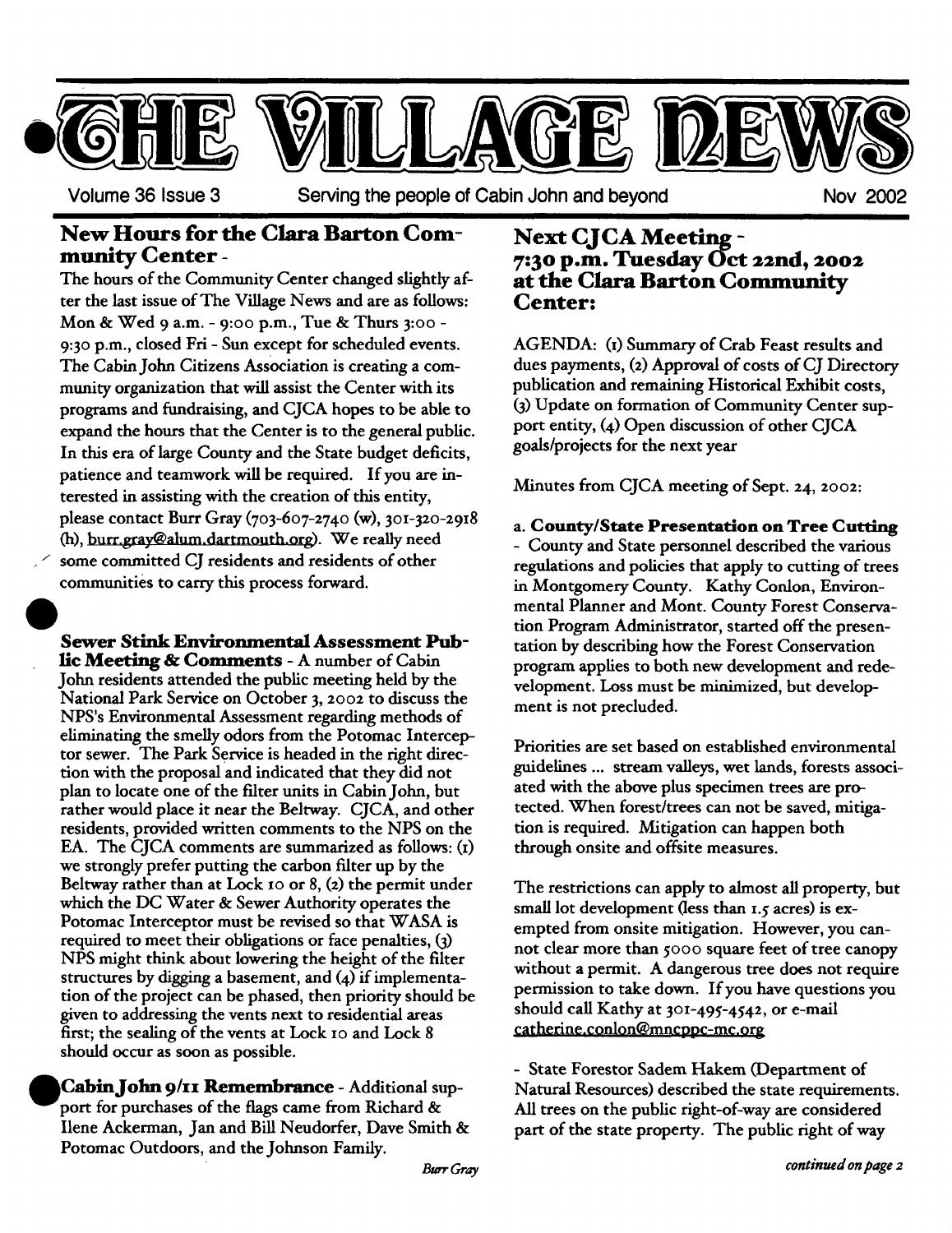# THE VILLAGE NEWS

Volume 36 Issue 3 — Serving the people of Cabin John and beyond — Nov 2002

## New Hours for the Clara Barton Community Center -

The hours of the Community Center changed slightly after the last issue of The Village News and are as follows: Mon & Wed 9 a.m. - 9:00 p.m., Tue & Thurs 3:00 - 9:30 p.m., closed Fri - Sun except for scheduled events. The Cabin John Citizens Association is creating a community organization that will assist the Center with its programs and fundraising, and CJCA hopes to be able to expand the hours that the Center is to the general public. In this era of large County and the State budget deficits, patience and teamwork will be required. If you are interested in assisting with the creation of this entity, please contact Burr Gray (703-607-2740 (w), 301-320-2918 (h), burr.gray@alum.dartmouth.org). We really need some committed CJ residents and residents of other communities to carry this process forward.

**Sewer Stink Environmental Assessment Public Meeting & Comments** - A number of Cabin John residents attended the public meeting held by the National Park Service on October 3, 2002 to discuss the NPS's Environmental Assessment regarding methods of eliminating the smelly odors from the Potomac Interceptor sewer. The Park Service is headed in the right direction with the proposal and indicated that they did not plan to locate one of the filter units in Cabin John, but rather would place it near the Beltway. CJCA, and other residents, provided written comments to the NPS on the EA. The CJCA comments are summarized as follows: (1) we strongly prefer putting the carbon filter up by the Beltway rather than at Lock 10 or 8, (2) the permit under which the DC Water & Sewer Authority operates the Potomac Interceptor must be revised so that WASA is required to meet their obligations or face penalties, (3) NPS might think about lowering the height of the filter structures by digging a basement, and (4) if implementation of the project can be phased, then priority should be given to addressing the vents next to residential areas first; the sealing of the vents at Lock 10 and Lock 8 should occur as soon as possible.

**Cabin John 9/11 Remembrance** - Additional support for purchases of the flags came from Richard & Ilene Ackerman, Jan and Bill Neudorfer, Dave Smith & Potomac Outdoors, and the Johnson Family.

*Burr Gray*

## Next CJCA Meeting - 7:30 p.m. Tuesday Oct 22nd, 2002 at the Clara Barton Community Center:

AGENDA: (1) Summary of Crab Feast results and dues payments, (2) Approval of costs of CJ Directory publication and remaining Historical Exhibit costs, (3) Update on formation of Community Center support entity, (4) Open discussion of other CJCA goals/projects for the next year

Minutes from CJCA meeting of Sept. 24, 2002:

a. **County/State Presentation on Tree Cutting** - County and State personnel described the various regulations and policies that apply to cutting of trees in Montgomery County. Kathy Conlon, Environmental Planner and Mont. County Forest Conservation Program Administrator, started off the presentation by describing how the Forest Conservation program applies to both new development and redevelopment. Loss must be minimized, but development is not precluded.

Priorities are set based on established environmental guidelines ... stream valleys, wet lands, forests associated with the above plus specimen trees are protected. When forest/trees can not be saved, mitigation is required. Mitigation can happen both through onsite and offsite measures.

The restrictions can apply to almost all property, but small lot development (less than 1.5 acres) is exempted from onsite mitigation. However, you cannot clear more than 5000 square feet of tree canopy without a permit. A dangerous tree does not require permission to take down. If you have questions you should call Kathy at 301-495-4542, or e-mail catherine.conlon@mncppc-mc.org

- State Forestor Sadem Hakem (Department of Natural Resources) described the state requirements. All trees on the public right-of-way are considered part of the state property. The public right of way

*continued on page 2*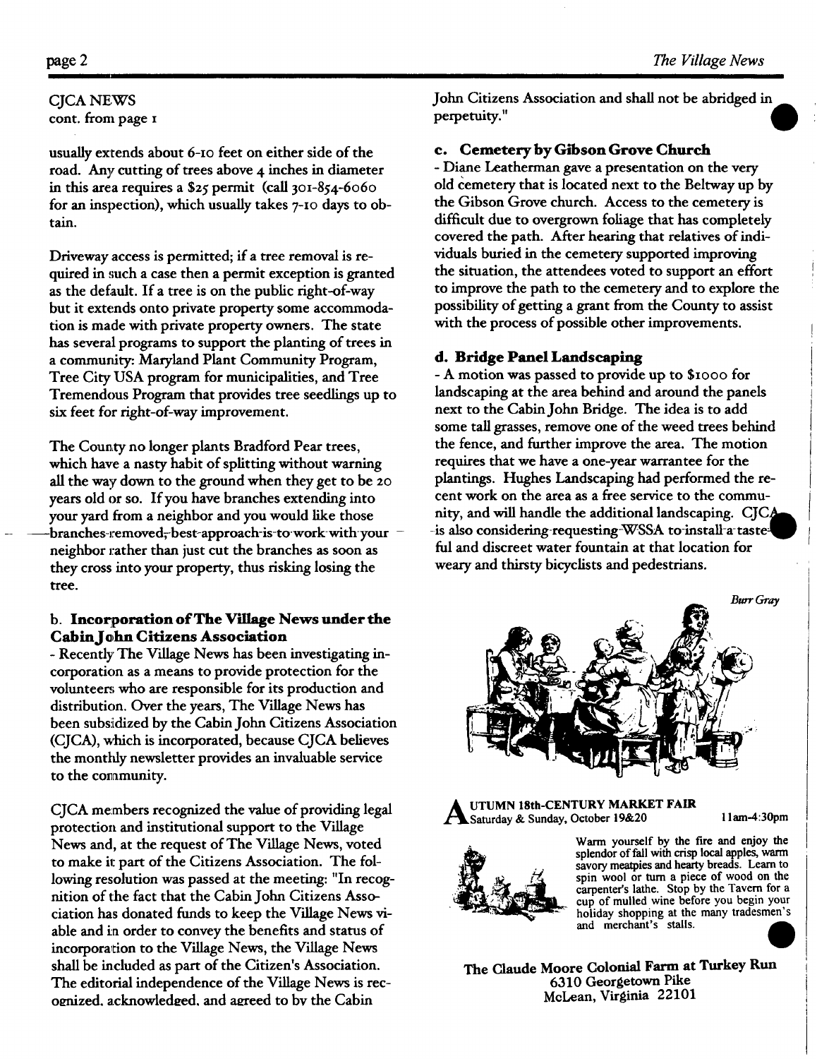CJCA NEWS
cont. from page 1

usually extends about 6-10 feet on either side of the road. Any cutting of trees above 4 inches in diameter in this area requires a $25 permit (call 301-854-6060 for an inspection), which usually takes 7-10 days to obtain.

Driveway access is permitted; if a tree removal is required in such a case then a permit exception is granted as the default. If a tree is on the public right-of-way but it extends onto private property some accommodation is made with private property owners. The state has several programs to support the planting of trees in a community: Maryland Plant Community Program, Tree City USA program for municipalities, and Tree Tremendous Program that provides tree seedlings up to six feet for right-of-way improvement.

The County no longer plants Bradford Pear trees, which have a nasty habit of splitting without warning all the way down to the ground when they get to be 20 years old or so. If you have branches extending into your yard from a neighbor and you would like those branches removed, best approach is to work with your neighbor rather than just cut the branches as soon as they cross into your property, thus risking losing the tree.

### b. Incorporation of The Village News under the Cabin John Citizens Association

- Recently The Village News has been investigating incorporation as a means to provide protection for the volunteers who are responsible for its production and distribution. Over the years, The Village News has been subsidized by the Cabin John Citizens Association (CJCA), which is incorporated, because CJCA believes the monthly newsletter provides an invaluable service to the community.

CJCA members recognized the value of providing legal protection and institutional support to the Village News and, at the request of The Village News, voted to make it part of the Citizens Association. The following resolution was passed at the meeting: "In recognition of the fact that the Cabin John Citizens Association has donated funds to keep the Village News viable and in order to convey the benefits and status of incorporation to the Village News, the Village News shall be included as part of the Citizen's Association. The editorial independence of the Village News is recognized, acknowledged, and agreed to by the Cabin John Citizens Association and shall not be abridged in perpetuity."

### c. Cemetery by Gibson Grove Church

- Diane Leatherman gave a presentation on the very old cemetery that is located next to the Beltway up by the Gibson Grove church. Access to the cemetery is difficult due to overgrown foliage that has completely covered the path. After hearing that relatives of individuals buried in the cemetery supported improving the situation, the attendees voted to support an effort to improve the path to the cemetery and to explore the possibility of getting a grant from the County to assist with the process of possible other improvements.

### d. Bridge Panel Landscaping

- A motion was passed to provide up to $1000 for landscaping at the area behind and around the panels next to the Cabin John Bridge. The idea is to add some tall grasses, remove one of the weed trees behind the fence, and further improve the area. The motion requires that we have a one-year warrantee for the plantings. Hughes Landscaping had performed the recent work on the area as a free service to the community, and will handle the additional landscaping. CJCA is also considering requesting WSSA to install a tasteful and discreet water fountain at that location for weary and thirsty bicyclists and pedestrians.

*Burr Gray*

**AUTUMN 18th-CENTURY MARKET FAIR**
Saturday & Sunday, October 19&20 — 11am-4:30pm

Warm yourself by the fire and enjoy the splendor of fall with crisp local apples, warm savory meatpies and hearty breads. Learn to spin wool or turn a piece of wood on the carpenter's lathe. Stop by the Tavern for a cup of mulled wine before you begin your holiday shopping at the many tradesmen's and merchant's stalls.

**The Claude Moore Colonial Farm at Turkey Run**
6310 Georgetown Pike
McLean, Virginia 22101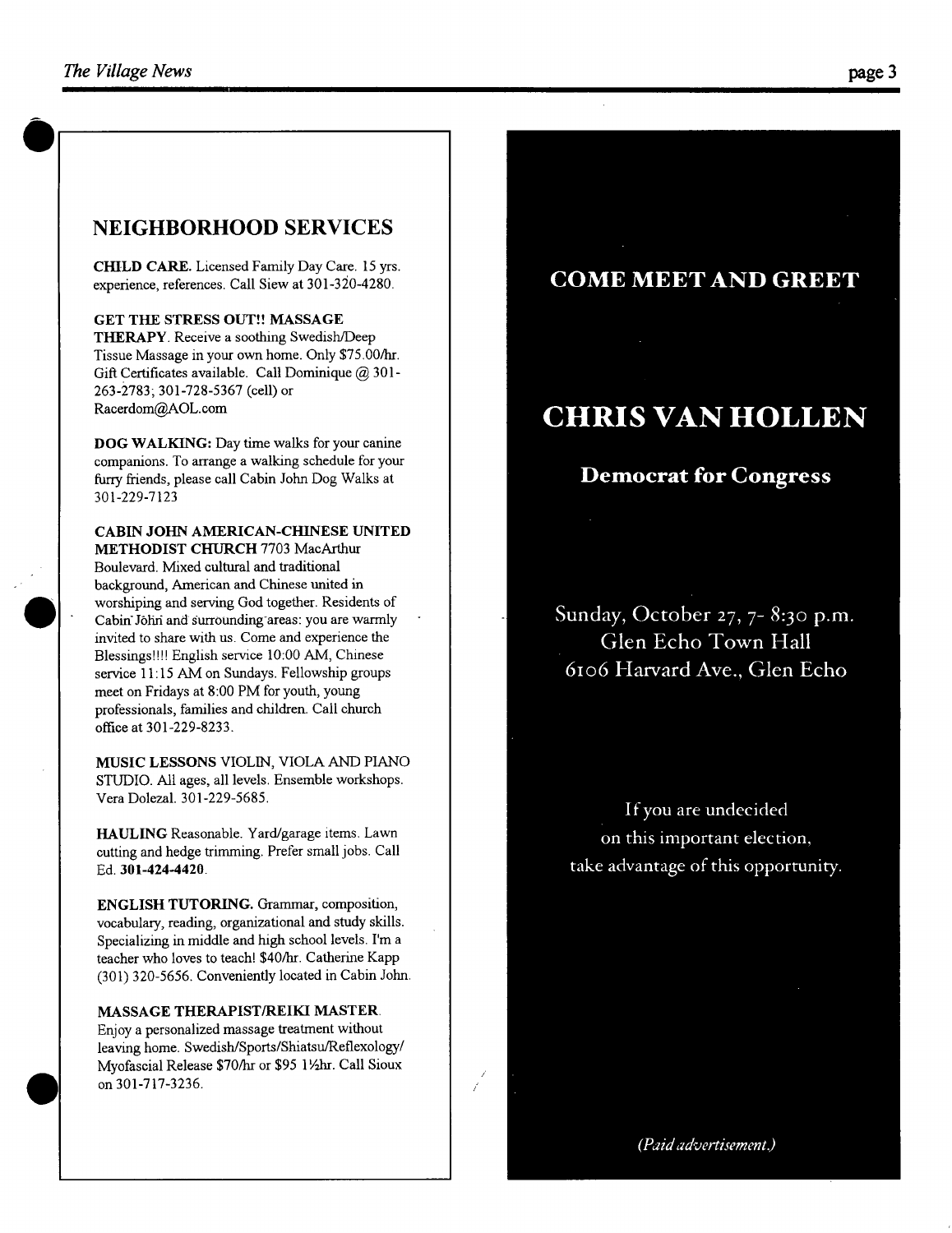## NEIGHBORHOOD SERVICES

**CHILD CARE.** Licensed Family Day Care. 15 yrs. experience, references. Call Siew at 301-320-4280.

**GET THE STRESS OUT!! MASSAGE THERAPY**. Receive a soothing Swedish/Deep Tissue Massage in your own home. Only $75.00/hr. Gift Certificates available. Call Dominique @ 301-263-2783; 301-728-5367 (cell) or Racerdom@AOL.com

**DOG WALKING:** Day time walks for your canine companions. To arrange a walking schedule for your furry friends, please call Cabin John Dog Walks at 301-229-7123

**CABIN JOHN AMERICAN-CHINESE UNITED METHODIST CHURCH** 7703 MacArthur Boulevard. Mixed cultural and traditional background, American and Chinese united in worshiping and serving God together. Residents of Cabin John and surrounding areas: you are warmly invited to share with us. Come and experience the Blessings!!!! English service 10:00 AM, Chinese service 11:15 AM on Sundays. Fellowship groups meet on Fridays at 8:00 PM for youth, young professionals, families and children. Call church office at 301-229-8233.

**MUSIC LESSONS** VIOLIN, VIOLA AND PIANO STUDIO. All ages, all levels. Ensemble workshops. Vera Dolezal. 301-229-5685.

**HAULING** Reasonable. Yard/garage items. Lawn cutting and hedge trimming. Prefer small jobs. Call Ed. **301-424-4420**.

**ENGLISH TUTORING.** Grammar, composition, vocabulary, reading, organizational and study skills. Specializing in middle and high school levels. I'm a teacher who loves to teach! $40/hr. Catherine Kapp (301) 320-5656. Conveniently located in Cabin John.

**MASSAGE THERAPIST/REIKI MASTER**. Enjoy a personalized massage treatment without leaving home. Swedish/Sports/Shiatsu/Reflexology/ Myofascial Release $70/hr or $95 1½hr. Call Sioux on 301-717-3236.

**COME MEET AND GREET**

# CHRIS VAN HOLLEN

### Democrat for Congress

Sunday, October 27, 7- 8:30 p.m.
Glen Echo Town Hall
6106 Harvard Ave., Glen Echo

If you are undecided
on this important election,
take advantage of this opportunity.

*(Paid advertisement.)*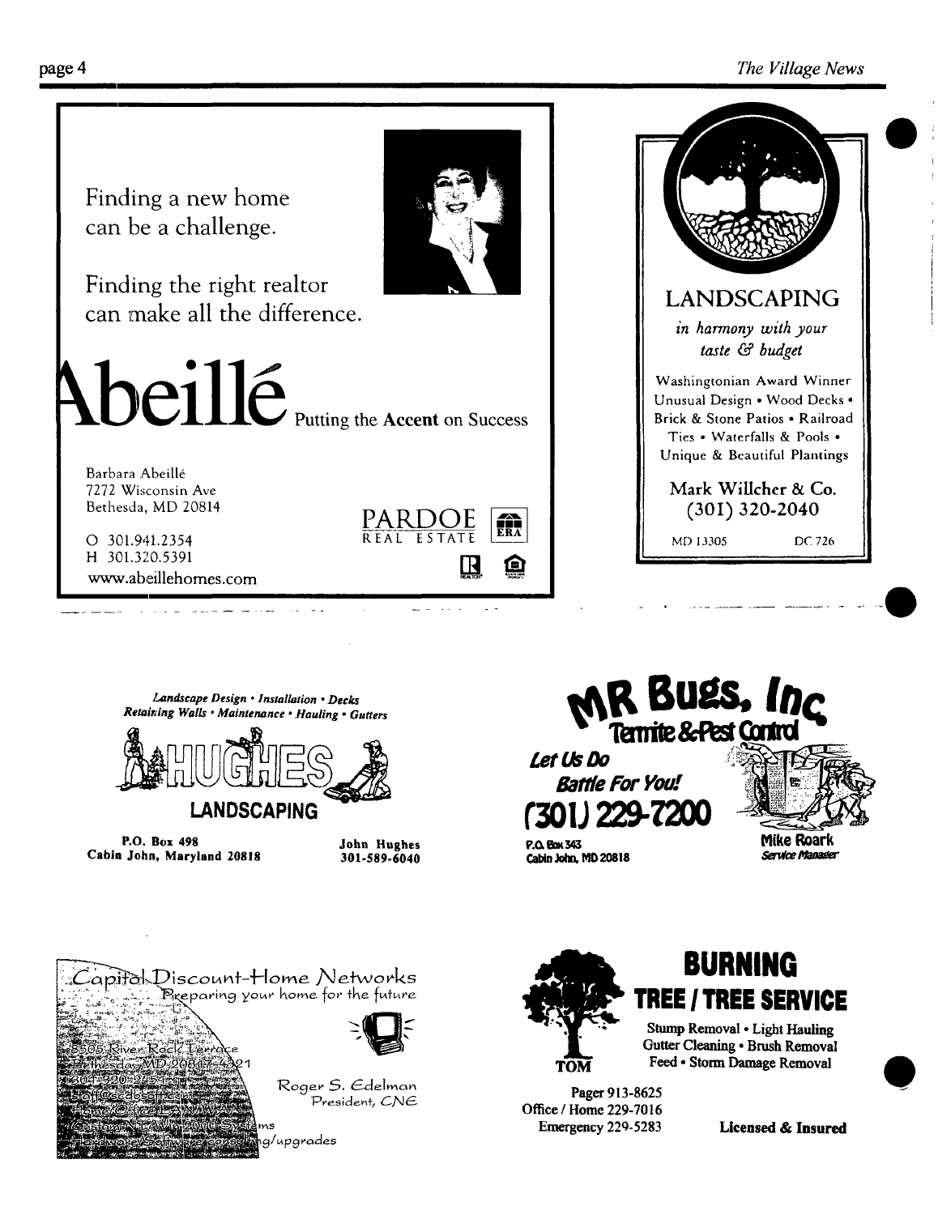Finding a new home can be a challenge.

Finding the right realtor can make all the difference.

# Abeillé

Putting the **Accent** on Success

Barbara Abeillé
7272 Wisconsin Ave
Bethesda, MD 20814

O 301.941.2354
H 301.320.5391
www.abeillehomes.com

PARDOE REAL ESTATE ERA

---

## LANDSCAPING

*in harmony with your taste & budget*

Washingtonian Award Winner
Unusual Design • Wood Decks • Brick & Stone Patios • Railroad Ties • Waterfalls & Pools • Unique & Beautiful Plantings

Mark Willcher & Co.
(301) 320-2040

MD 13305 DC 726

---

*Landscape Design • Installation • Decks*
*Retaining Walls • Maintenance • Hauling • Gutters*

## HUGHES LANDSCAPING

**P.O. Box 498**
**Cabin John, Maryland 20818**

**John Hughes**
**301-589-6040**

---

## MR Bugs, Inc

**Termite & Pest Control**

***Let Us Do Battle For You!***

**(301) 229-7200**

**P.O. Box 343**
**Cabin John, MD 20818**

**Mike Roark**
***Service Manager***

---

## Capital Discount-Home Networks

Preparing your home for the future

8505 River Rock Terrace
Bethesda, MD 20817-4321
301-320-2451

...ms
...g/upgrades

Roger S. Edelman
President, CNE

---

## BURNING TREE / TREE SERVICE

**Stump Removal • Light Hauling**
**Gutter Cleaning • Brush Removal**
**Feed • Storm Damage Removal**

**TOM**

**Pager 913-8625**
**Office / Home 229-7016**
**Emergency 229-5283**

**Licensed & Insured**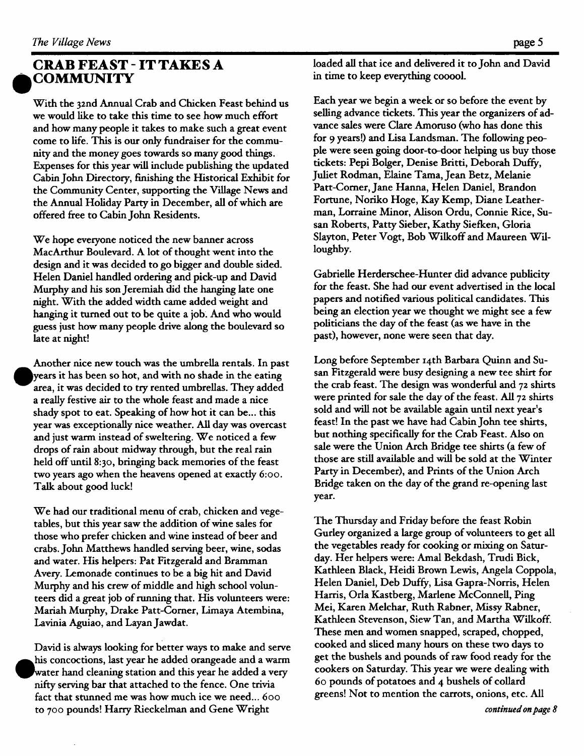## CRAB FEAST - IT TAKES A COMMUNITY

With the 32nd Annual Crab and Chicken Feast behind us we would like to take this time to see how much effort and how many people it takes to make such a great event come to life. This is our only fundraiser for the community and the money goes towards so many good things. Expenses for this year will include publishing the updated Cabin John Directory, finishing the Historical Exhibit for the Community Center, supporting the Village News and the Annual Holiday Party in December, all of which are offered free to Cabin John Residents.

We hope everyone noticed the new banner across MacArthur Boulevard. A lot of thought went into the design and it was decided to go bigger and double sided. Helen Daniel handled ordering and pick-up and David Murphy and his son Jeremiah did the hanging late one night. With the added width came added weight and hanging it turned out to be quite a job. And who would guess just how many people drive along the boulevard so late at night!

Another nice new touch was the umbrella rentals. In past years it has been so hot, and with no shade in the eating area, it was decided to try rented umbrellas. They added a really festive air to the whole feast and made a nice shady spot to eat. Speaking of how hot it can be... this year was exceptionally nice weather. All day was overcast and just warm instead of sweltering. We noticed a few drops of rain about midway through, but the real rain held off until 8:30, bringing back memories of the feast two years ago when the heavens opened at exactly 6:00. Talk about good luck!

We had our traditional menu of crab, chicken and vegetables, but this year saw the addition of wine sales for those who prefer chicken and wine instead of beer and crabs. John Matthews handled serving beer, wine, sodas and water. His helpers: Pat Fitzgerald and Bramman Avery. Lemonade continues to be a big hit and David Murphy and his crew of middle and high school volunteers did a great job of running that. His volunteers were: Mariah Murphy, Drake Patt-Corner, Limaya Atembina, Lavinia Aguiao, and Layan Jawdat.

David is always looking for better ways to make and serve his concoctions, last year he added orangeade and a warm water hand cleaning station and this year he added a very nifty serving bar that attached to the fence. One trivia fact that stunned me was how much ice we need... 600 to 700 pounds! Harry Rieckelman and Gene Wright loaded all that ice and delivered it to John and David in time to keep everything cooool.

Each year we begin a week or so before the event by selling advance tickets. This year the organizers of advance sales were Clare Amoruso (who has done this for 9 years!) and Lisa Landsman. The following people were seen going door-to-door helping us buy those tickets: Pepi Bolger, Denise Britti, Deborah Duffy, Juliet Rodman, Elaine Tama, Jean Betz, Melanie Patt-Corner, Jane Hanna, Helen Daniel, Brandon Fortune, Noriko Hoge, Kay Kemp, Diane Leatherman, Lorraine Minor, Alison Ordu, Connie Rice, Susan Roberts, Patty Sieber, Kathy Siefken, Gloria Slayton, Peter Vogt, Bob Wilkoff and Maureen Willoughby.

Gabrielle Herderschee-Hunter did advance publicity for the feast. She had our event advertised in the local papers and notified various political candidates. This being an election year we thought we might see a few politicians the day of the feast (as we have in the past), however, none were seen that day.

Long before September 14th Barbara Quinn and Susan Fitzgerald were busy designing a new tee shirt for the crab feast. The design was wonderful and 72 shirts were printed for sale the day of the feast. All 72 shirts sold and will not be available again until next year's feast! In the past we have had Cabin John tee shirts, but nothing specifically for the Crab Feast. Also on sale were the Union Arch Bridge tee shirts (a few of those are still available and will be sold at the Winter Party in December), and Prints of the Union Arch Bridge taken on the day of the grand re-opening last year.

The Thursday and Friday before the feast Robin Gurley organized a large group of volunteers to get all the vegetables ready for cooking or mixing on Saturday. Her helpers were: Amal Bekdash, Trudi Bick, Kathleen Black, Heidi Brown Lewis, Angela Coppola, Helen Daniel, Deb Duffy, Lisa Gapra-Norris, Helen Harris, Orla Kastberg, Marlene McConnell, Ping Mei, Karen Melchar, Ruth Rabner, Missy Rabner, Kathleen Stevenson, Siew Tan, and Martha Wilkoff. These men and women snapped, scraped, chopped, cooked and sliced many hours on these two days to get the bushels and pounds of raw food ready for the cookers on Saturday. This year we were dealing with 60 pounds of potatoes and 4 bushels of collard greens! Not to mention the carrots, onions, etc. All

*continued on page 8*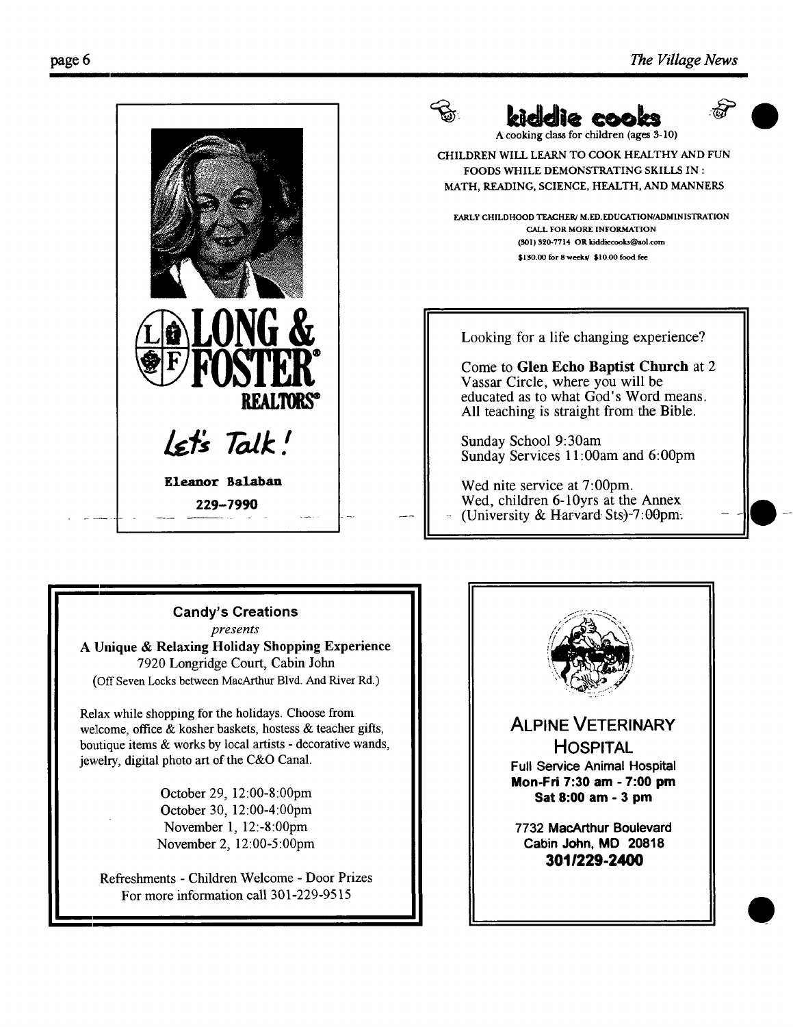**LONG & FOSTER®**
**REALTORS®**

*Let's Talk!*

**Eleanor Balaban**

**229-7990**

## kiddie cooks

A cooking class for children (ages 3-10)

CHILDREN WILL LEARN TO COOK HEALTHY AND FUN FOODS WHILE DEMONSTRATING SKILLS IN : MATH, READING, SCIENCE, HEALTH, AND MANNERS

EARLY CHILDHOOD TEACHER/ M.ED.EDUCATION/ADMINISTRATION
CALL FOR MORE INFORMATION
(301) 320-7714 OR kiddiecooks@aol.com
$150.00 for 8 weeks/ $10.00 food fee

Looking for a life changing experience?

Come to **Glen Echo Baptist Church** at 2 Vassar Circle, where you will be educated as to what God's Word means. All teaching is straight from the Bible.

Sunday School 9:30am
Sunday Services 11:00am and 6:00pm

Wed nite service at 7:00pm.
Wed, children 6-10yrs at the Annex (University & Harvard Sts)-7:00pm.

**Candy's Creations**

*presents*

**A Unique & Relaxing Holiday Shopping Experience**

7920 Longridge Court, Cabin John
(Off Seven Locks between MacArthur Blvd. And River Rd.)

Relax while shopping for the holidays. Choose from welcome, office & kosher baskets, hostess & teacher gifts, boutique items & works by local artists - decorative wands, jewelry, digital photo art of the C&O Canal.

October 29, 12:00-8:00pm
October 30, 12:00-4:00pm
November 1, 12:-8:00pm
November 2, 12:00-5:00pm

Refreshments - Children Welcome - Door Prizes
For more information call 301-229-9515

## ALPINE VETERINARY HOSPITAL

**Full Service Animal Hospital**
**Mon-Fri 7:30 am - 7:00 pm**
**Sat 8:00 am - 3 pm**

**7732 MacArthur Boulevard**
**Cabin John, MD 20818**
**301/229-2400**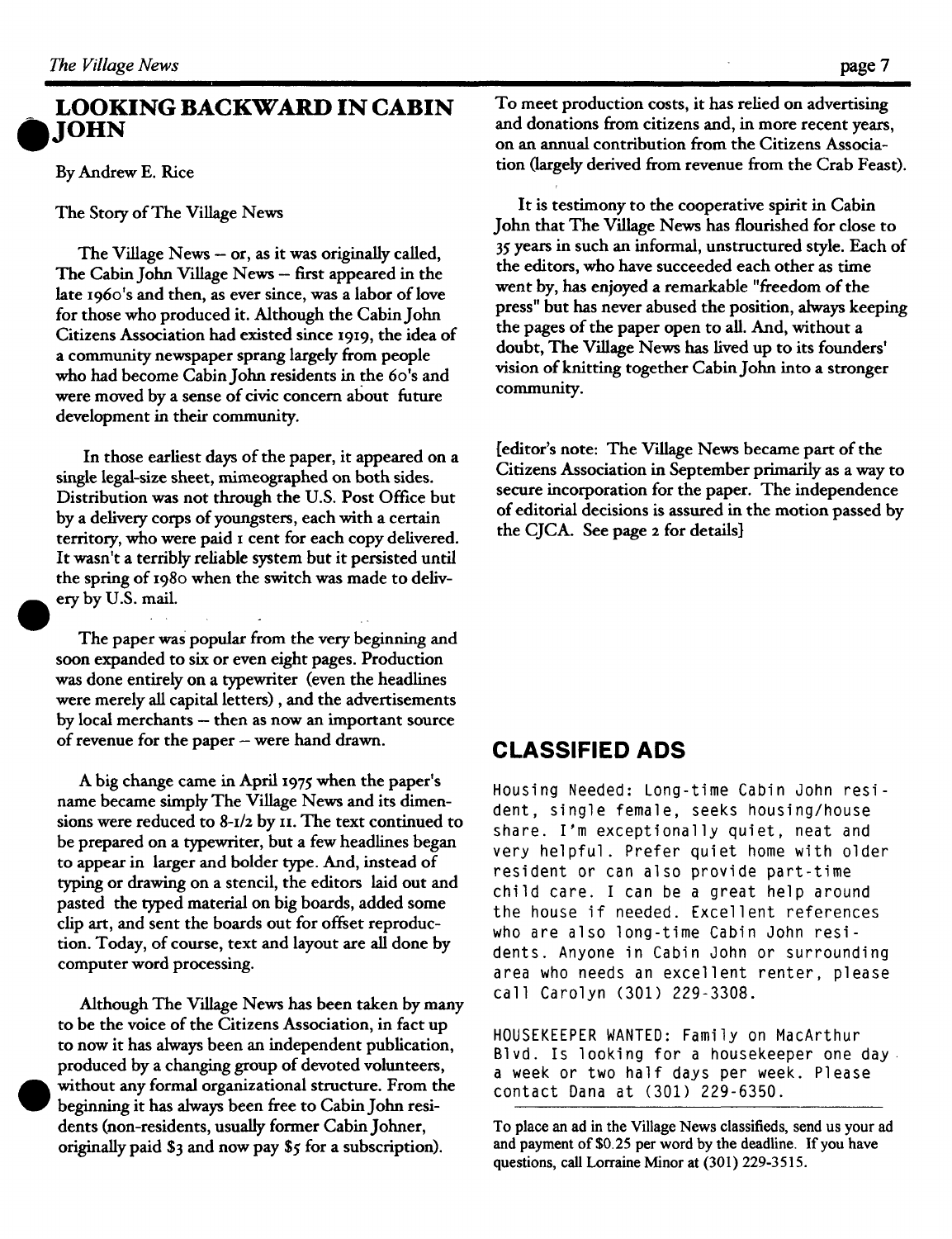## LOOKING BACKWARD IN CABIN JOHN

By Andrew E. Rice

The Story of The Village News

The Village News – or, as it was originally called, The Cabin John Village News – first appeared in the late 1960's and then, as ever since, was a labor of love for those who produced it. Although the Cabin John Citizens Association had existed since 1919, the idea of a community newspaper sprang largely from people who had become Cabin John residents in the 60's and were moved by a sense of civic concern about future development in their community.

In those earliest days of the paper, it appeared on a single legal-size sheet, mimeographed on both sides. Distribution was not through the U.S. Post Office but by a delivery corps of youngsters, each with a certain territory, who were paid 1 cent for each copy delivered. It wasn't a terribly reliable system but it persisted until the spring of 1980 when the switch was made to delivery by U.S. mail.

The paper was popular from the very beginning and soon expanded to six or even eight pages. Production was done entirely on a typewriter (even the headlines were merely all capital letters), and the advertisements by local merchants – then as now an important source of revenue for the paper – were hand drawn.

A big change came in April 1975 when the paper's name became simply The Village News and its dimensions were reduced to 8-1/2 by 11. The text continued to be prepared on a typewriter, but a few headlines began to appear in larger and bolder type. And, instead of typing or drawing on a stencil, the editors laid out and pasted the typed material on big boards, added some clip art, and sent the boards out for offset reproduction. Today, of course, text and layout are all done by computer word processing.

Although The Village News has been taken by many to be the voice of the Citizens Association, in fact up to now it has always been an independent publication, produced by a changing group of devoted volunteers, without any formal organizational structure. From the beginning it has always been free to Cabin John residents (non-residents, usually former Cabin Johner, originally paid $3 and now pay $5 for a subscription). To meet production costs, it has relied on advertising and donations from citizens and, in more recent years, on an annual contribution from the Citizens Association (largely derived from revenue from the Crab Feast).

It is testimony to the cooperative spirit in Cabin John that The Village News has flourished for close to 35 years in such an informal, unstructured style. Each of the editors, who have succeeded each other as time went by, has enjoyed a remarkable "freedom of the press" but has never abused the position, always keeping the pages of the paper open to all. And, without a doubt, The Village News has lived up to its founders' vision of knitting together Cabin John into a stronger community.

[editor's note: The Village News became part of the Citizens Association in September primarily as a way to secure incorporation for the paper. The independence of editorial decisions is assured in the motion passed by the CJCA. See page 2 for details]

## CLASSIFIED ADS

Housing Needed: Long-time Cabin John resident, single female, seeks housing/house share. I'm exceptionally quiet, neat and very helpful. Prefer quiet home with older resident or can also provide part-time child care. I can be a great help around the house if needed. Excellent references who are also long-time Cabin John residents. Anyone in Cabin John or surrounding area who needs an excellent renter, please call Carolyn (301) 229-3308.

HOUSEKEEPER WANTED: Family on MacArthur Blvd. Is looking for a housekeeper one day a week or two half days per week. Please contact Dana at (301) 229-6350.

To place an ad in the Village News classifieds, send us your ad and payment of $0.25 per word by the deadline. If you have questions, call Lorraine Minor at (301) 229-3515.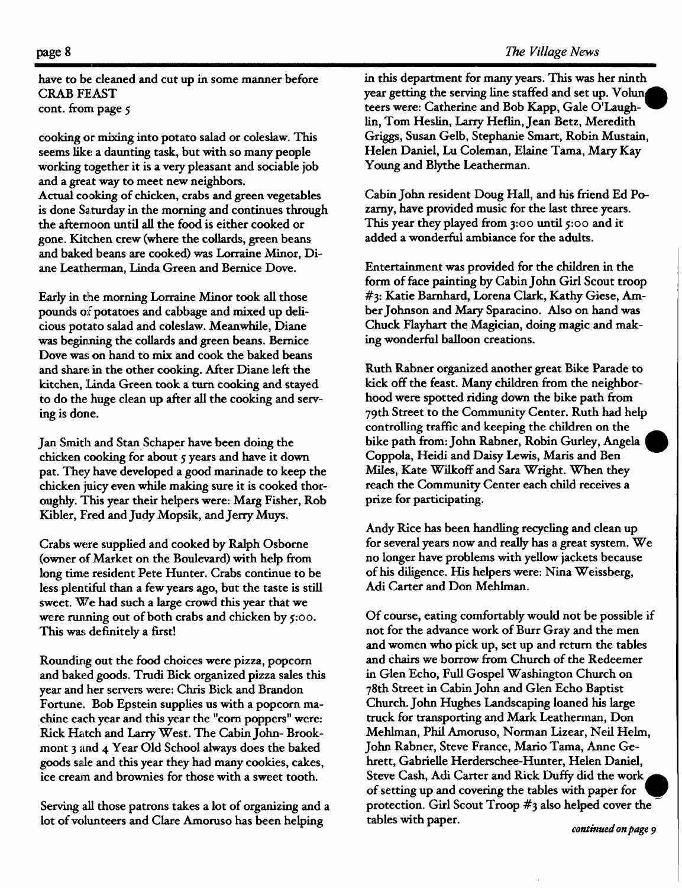have to be cleaned and cut up in some manner before

CRAB FEAST
cont. from page 5

cooking or mixing into potato salad or coleslaw. This seems like a daunting task, but with so many people working together it is a very pleasant and sociable job and a great way to meet new neighbors.

Actual cooking of chicken, crabs and green vegetables is done Saturday in the morning and continues through the afternoon until all the food is either cooked or gone. Kitchen crew (where the collards, green beans and baked beans are cooked) was Lorraine Minor, Diane Leatherman, Linda Green and Bernice Dove.

Early in the morning Lorraine Minor took all those pounds of potatoes and cabbage and mixed up delicious potato salad and coleslaw. Meanwhile, Diane was beginning the collards and green beans. Bernice Dove was on hand to mix and cook the baked beans and share in the other cooking. After Diane left the kitchen, Linda Green took a turn cooking and stayed to do the huge clean up after all the cooking and serving is done.

Jan Smith and Stan Schaper have been doing the chicken cooking for about 5 years and have it down pat. They have developed a good marinade to keep the chicken juicy even while making sure it is cooked thoroughly. This year their helpers were: Marg Fisher, Rob Kibler, Fred and Judy Mopsik, and Jerry Muys.

Crabs were supplied and cooked by Ralph Osborne (owner of Market on the Boulevard) with help from long time resident Pete Hunter. Crabs continue to be less plentiful than a few years ago, but the taste is still sweet. We had such a large crowd this year that we were running out of both crabs and chicken by 5:00. This was definitely a first!

Rounding out the food choices were pizza, popcorn and baked goods. Trudi Bick organized pizza sales this year and her servers were: Chris Bick and Brandon Fortune. Bob Epstein supplies us with a popcorn machine each year and this year the "corn poppers" were: Rick Hatch and Larry West. The Cabin John- Brookmont 3 and 4 Year Old School always does the baked goods sale and this year they had many cookies, cakes, ice cream and brownies for those with a sweet tooth.

Serving all those patrons takes a lot of organizing and a lot of volunteers and Clare Amoruso has been helping in this department for many years. This was her ninth year getting the serving line staffed and set up. Volunteers were: Catherine and Bob Kapp, Gale O'Laughlin, Tom Heslin, Larry Heflin, Jean Betz, Meredith Griggs, Susan Gelb, Stephanie Smart, Robin Mustain, Helen Daniel, Lu Coleman, Elaine Tama, Mary Kay Young and Blythe Leatherman.

Cabin John resident Doug Hall, and his friend Ed Pozarny, have provided music for the last three years. This year they played from 3:00 until 5:00 and it added a wonderful ambiance for the adults.

Entertainment was provided for the children in the form of face painting by Cabin John Girl Scout troop #3: Katie Barnhard, Lorena Clark, Kathy Giese, Amber Johnson and Mary Sparacino. Also on hand was Chuck Flayhart the Magician, doing magic and making wonderful balloon creations.

Ruth Rabner organized another great Bike Parade to kick off the feast. Many children from the neighborhood were spotted riding down the bike path from 79th Street to the Community Center. Ruth had help controlling traffic and keeping the children on the bike path from: John Rabner, Robin Gurley, Angela Coppola, Heidi and Daisy Lewis, Maris and Ben Miles, Kate Wilkoff and Sara Wright. When they reach the Community Center each child receives a prize for participating.

Andy Rice has been handling recycling and clean up for several years now and really has a great system. We no longer have problems with yellow jackets because of his diligence. His helpers were: Nina Weissberg, Adi Carter and Don Mehlman.

Of course, eating comfortably would not be possible if not for the advance work of Burr Gray and the men and women who pick up, set up and return the tables and chairs we borrow from Church of the Redeemer in Glen Echo, Full Gospel Washington Church on 78th Street in Cabin John and Glen Echo Baptist Church. John Hughes Landscaping loaned his large truck for transporting and Mark Leatherman, Don Mehlman, Phil Amoruso, Norman Lizear, Neil Helm, John Rabner, Steve France, Mario Tama, Anne Gehrett, Gabrielle Herderschee-Hunter, Helen Daniel, Steve Cash, Adi Carter and Rick Duffy did the work of setting up and covering the tables with paper for protection. Girl Scout Troop #3 also helped cover the tables with paper.

*continued on page 9*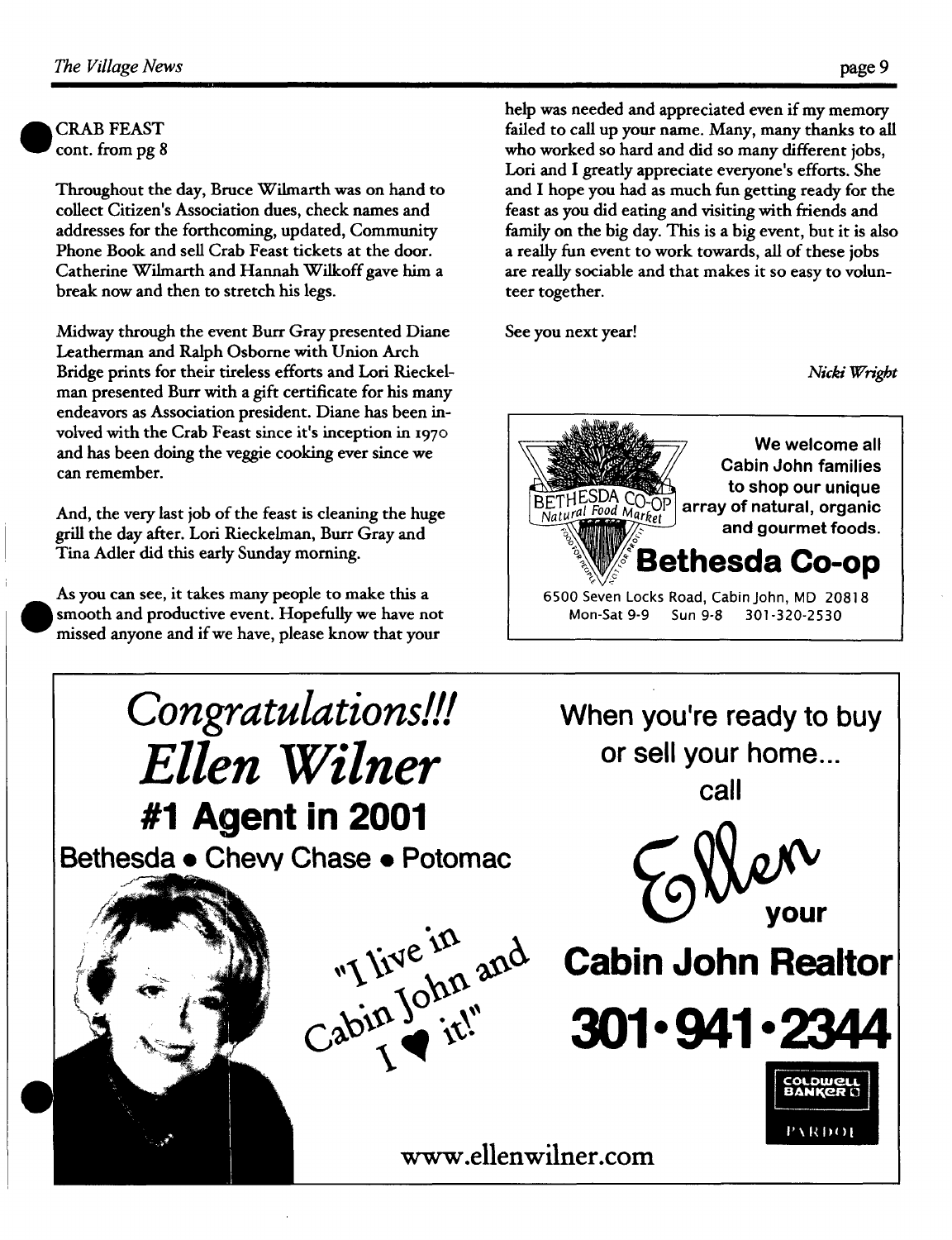CRAB FEAST
cont. from pg 8

Throughout the day, Bruce Wilmarth was on hand to collect Citizen's Association dues, check names and addresses for the forthcoming, updated, Community Phone Book and sell Crab Feast tickets at the door. Catherine Wilmarth and Hannah Wilkoff gave him a break now and then to stretch his legs.

Midway through the event Burr Gray presented Diane Leatherman and Ralph Osborne with Union Arch Bridge prints for their tireless efforts and Lori Rieckelman presented Burr with a gift certificate for his many endeavors as Association president. Diane has been involved with the Crab Feast since it's inception in 1970 and has been doing the veggie cooking ever since we can remember.

And, the very last job of the feast is cleaning the huge grill the day after. Lori Rieckelman, Burr Gray and Tina Adler did this early Sunday morning.

As you can see, it takes many people to make this a smooth and productive event. Hopefully we have not missed anyone and if we have, please know that your help was needed and appreciated even if my memory failed to call up your name. Many, many thanks to all who worked so hard and did so many different jobs, Lori and I greatly appreciate everyone's efforts. She and I hope you had as much fun getting ready for the feast as you did eating and visiting with friends and family on the big day. This is a big event, but it is also a really fun event to work towards, all of these jobs are really sociable and that makes it so easy to volunteer together.

See you next year!

*Nicki Wright*

---

BETHESDA CO-OP Natural Food Market — FOOD FOR PEOPLE NOT FOR PROFIT

**We welcome all Cabin John families to shop our unique array of natural, organic and gourmet foods.**

## Bethesda Co-op

6500 Seven Locks Road, Cabin John, MD 20818
Mon-Sat 9-9 Sun 9-8 301-320-2530

---

# *Congratulations!!! Ellen Wilner*

## #1 Agent in 2001

**Bethesda • Chevy Chase • Potomac**

"I live in Cabin John and I ♥ it!"

When you're ready to buy or sell your home... call

Ellen **your**

## Cabin John Realtor

# 301•941•2344

COLDWELL BANKER PARDOE

www.ellenwilner.com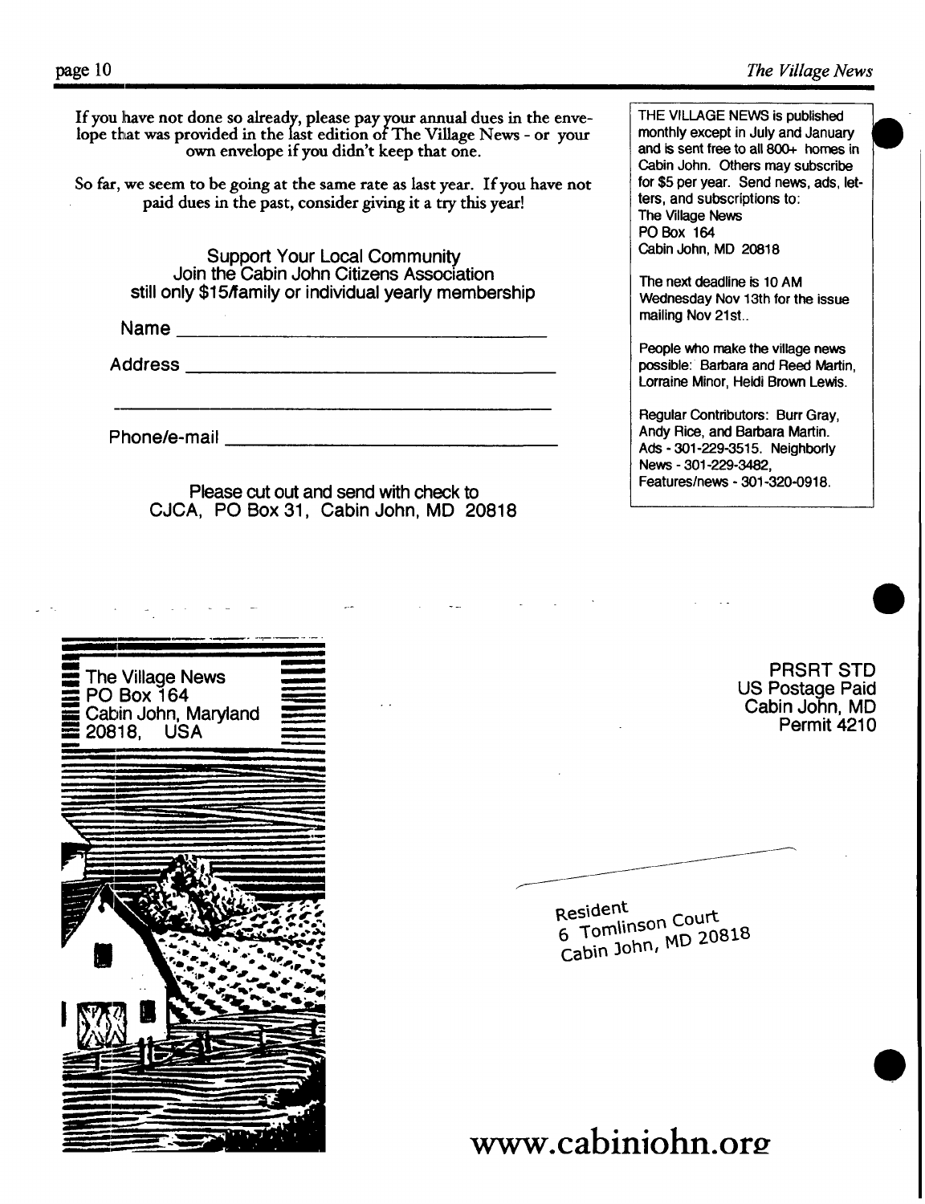If you have not done so already, please pay your annual dues in the envelope that was provided in the last edition of The Village News - or your own envelope if you didn't keep that one.

So far, we seem to be going at the same rate as last year. If you have not paid dues in the past, consider giving it a try this year!

Support Your Local Community
Join the Cabin John Citizens Association
still only $15/family or individual yearly membership

Name ______________________________

Address ______________________________

______________________________

Phone/e-mail ______________________________

Please cut out and send with check to
CJCA, PO Box 31, Cabin John, MD 20818

THE VILLAGE NEWS is published monthly except in July and January and is sent free to all 800+ homes in Cabin John. Others may subscribe for $5 per year. Send news, ads, letters, and subscriptions to:
The Village News
PO Box 164
Cabin John, MD 20818

The next deadline is 10 AM Wednesday Nov 13th for the issue mailing Nov 21st..

People who make the village news possible: Barbara and Reed Martin, Lorraine Minor, Heidi Brown Lewis.

Regular Contributors: Burr Gray, Andy Rice, and Barbara Martin.
Ads - 301-229-3515. Neighborly News - 301-229-3482, Features/news - 301-320-0918.

The Village News
PO Box 164
Cabin John, Maryland
20818, USA

PRSRT STD
US Postage Paid
Cabin John, MD
Permit 4210

Resident
6 Tomlinson Court
Cabin John, MD 20818

www.cabinjohn.org